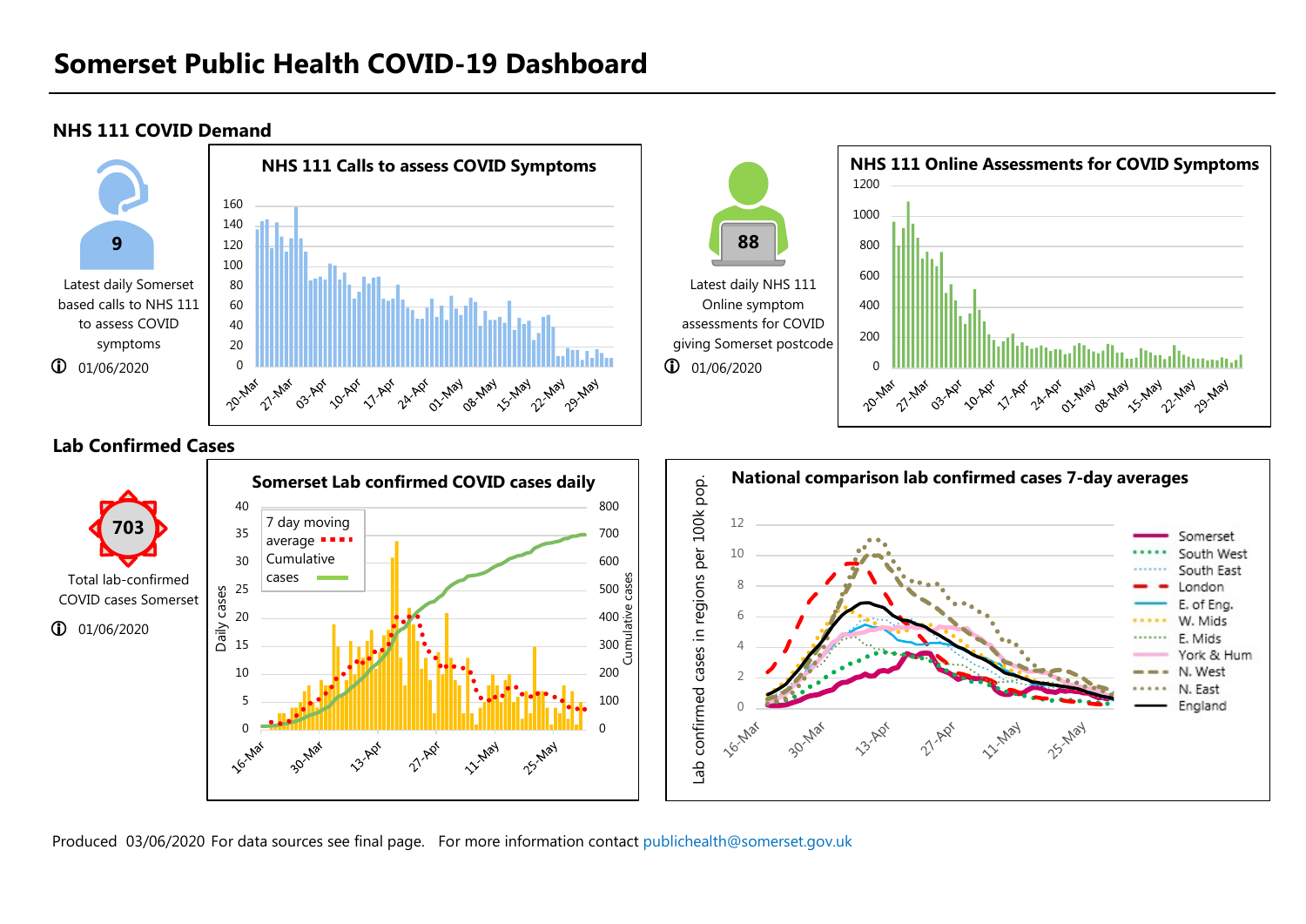# Somerset Public Health COVID-19 Dashboard

## NHS 111 COVID Demand

**9**

Latest daily Somerset based calls to NHS 111 to assess COVID symptoms

01/06/2020

### NHS 111 Calls to assess COVID Symptoms

**88**

Latest daily NHS 111 Online symptom assessments for COVID giving Somerset postcode

01/06/2020

### NHS 111 Online Assessments for COVID Symptoms

## Lab Confirmed Cases

**703**

Total lab-confirmed COVID cases Somerset

01/06/2020

### Somerset Lab confirmed COVID cases daily

### National comparison lab confirmed cases 7-day averages

Produced 03/06/2020 For data sources see final page. For more information contact publichealth@somerset.gov.uk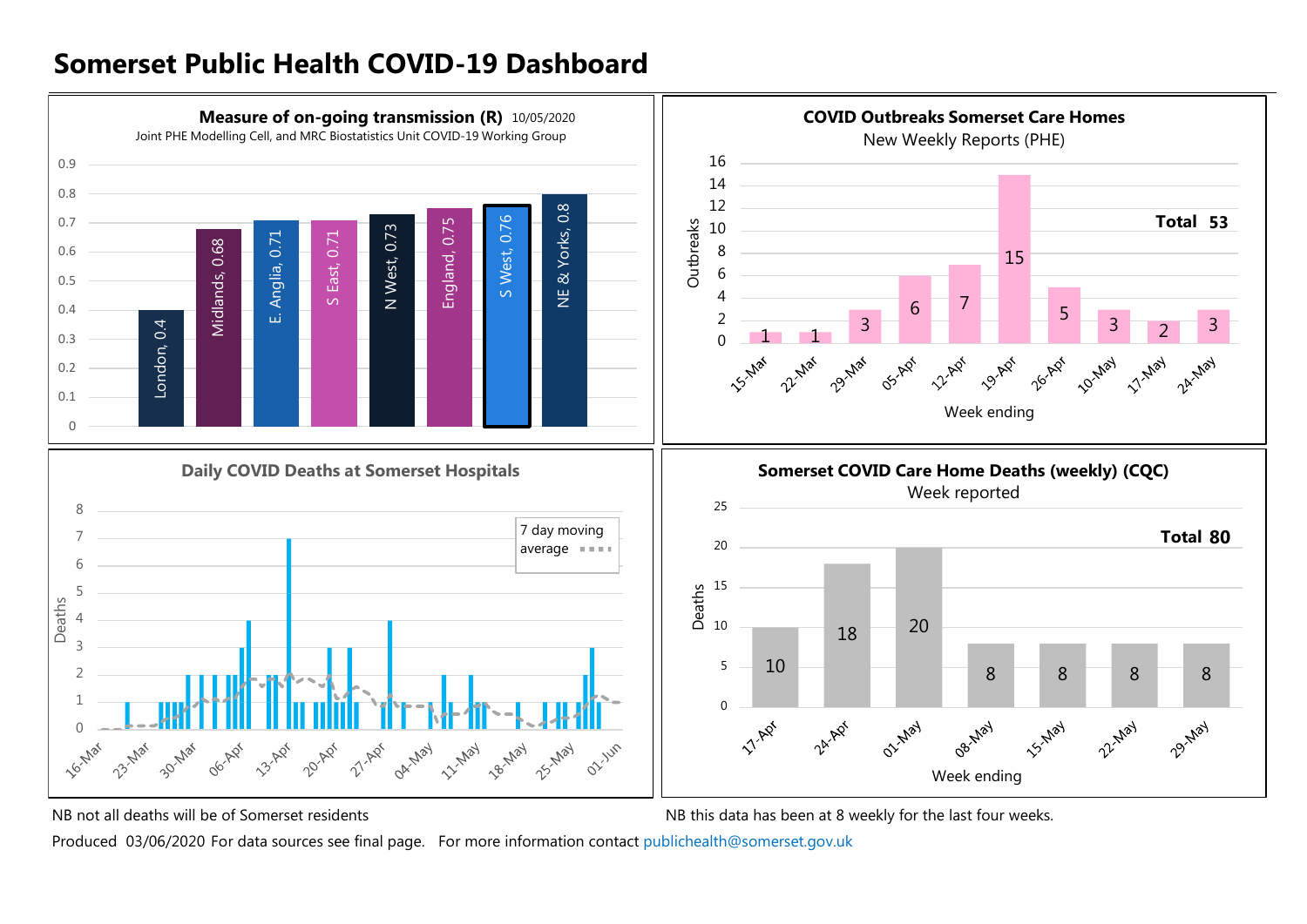# Somerset Public Health COVID-19 Dashboard

## Measure of on-going transmission (R) 10/05/2020

Joint PHE Modelling Cell, and MRC Biostatistics Unit COVID-19 Working Group

| Region | R |
|---|---|
| London | 0.4 |
| Midlands | 0.68 |
| E. Anglia | 0.71 |
| S East | 0.71 |
| N West | 0.73 |
| England | 0.75 |
| S West | 0.76 |
| NE & Yorks | 0.8 |

## COVID Outbreaks Somerset Care Homes

New Weekly Reports (PHE)

| Week ending | Outbreaks |
|---|---|
| 15-Mar | 1 |
| 22-Mar | 1 |
| 29-Mar | 3 |
| 05-Apr | 6 |
| 12-Apr | 7 |
| 19-Apr | 15 |
| 26-Apr | 5 |
| 10-May | 3 |
| 17-May | 2 |
| 24-May | 3 |

**Total 53**

## Daily COVID Deaths at Somerset Hospitals

Deaths (daily bars, 16-Mar to 01-Jun) with 7 day moving average

## Somerset COVID Care Home Deaths (weekly) (CQC)

Week reported

| Week ending | Deaths |
|---|---|
| 17-Apr | 10 |
| 24-Apr | 18 |
| 01-May | 20 |
| 08-May | 8 |
| 15-May | 8 |
| 22-May | 8 |
| 29-May | 8 |

**Total 80**

NB not all deaths will be of Somerset residents

NB this data has been at 8 weekly for the last four weeks.

Produced 03/06/2020 For data sources see final page. For more information contact publichealth@somerset.gov.uk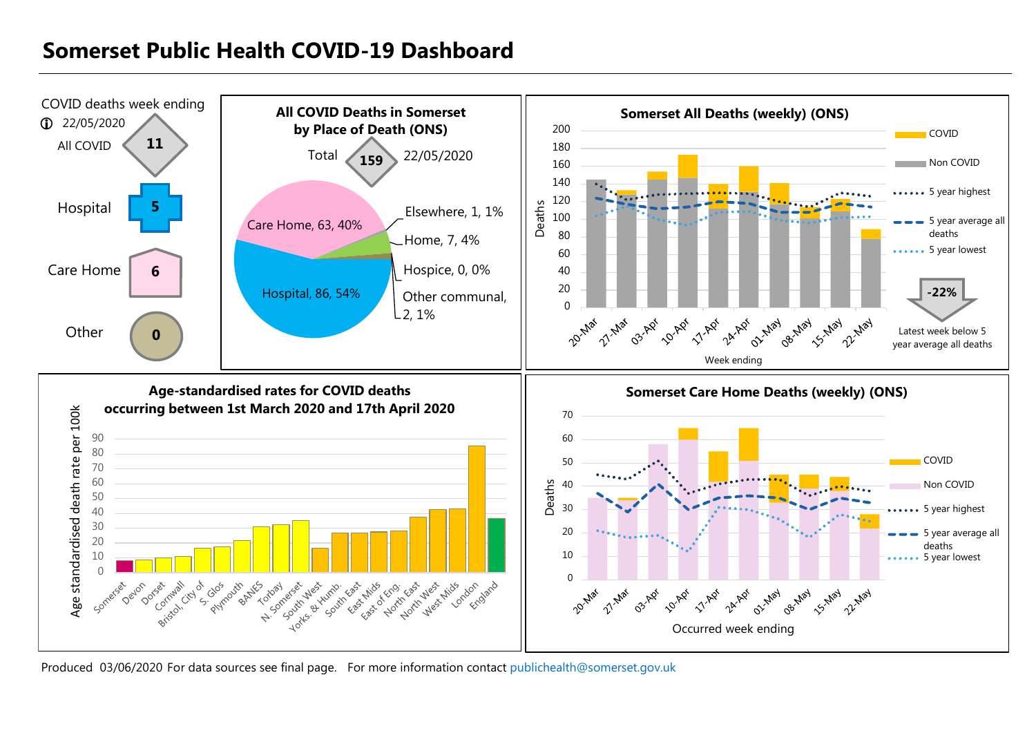# Somerset Public Health COVID-19 Dashboard

COVID deaths week ending 22/05/2020

- All COVID: 11
- Hospital: 5
- Care Home: 6
- Other: 0

## All COVID Deaths in Somerset by Place of Death (ONS)

Total 159 22/05/2020

- Hospital, 86, 54%
- Care Home, 63, 40%
- Elsewhere, 1, 1%
- Home, 7, 4%
- Hospice, 0, 0%
- Other communal, 2, 1%

## Somerset All Deaths (weekly) (ONS)

Legend: COVID; Non COVID; 5 year highest; 5 year average all deaths; 5 year lowest

Deaths (0–200) by Week ending: 20-Mar, 27-Mar, 03-Apr, 10-Apr, 17-Apr, 24-Apr, 01-May, 08-May, 15-May, 22-May

-22% Latest week below 5 year average all deaths

## Age-standardised rates for COVID deaths occurring between 1st March 2020 and 17th April 2020

Age standardised death rate per 100k (0–90): Somerset, Devon, Dorset, Cornwall, Bristol, City of, S. Glos, Plymouth, BANES, Torbay, N. Somerset, South West, Yorks. & Humb., South East, East Mids, East of Eng., North East, North West, West Mids, London, England

## Somerset Care Home Deaths (weekly) (ONS)

Legend: COVID; Non COVID; 5 year highest; 5 year average all deaths; 5 year lowest

Deaths (0–70) by Occurred week ending: 20-Mar, 27-Mar, 03-Apr, 10-Apr, 17-Apr, 24-Apr, 01-May, 08-May, 15-May, 22-May

Produced 03/06/2020 For data sources see final page. For more information contact publichealth@somerset.gov.uk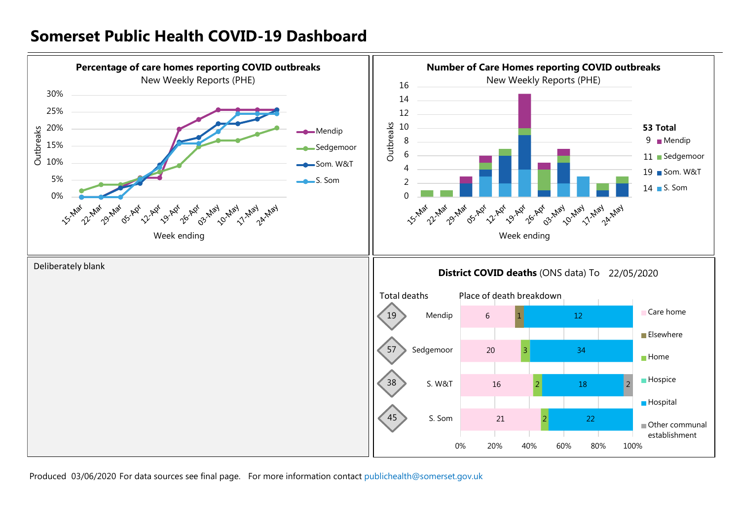# Somerset Public Health COVID-19 Dashboard

## Percentage of care homes reporting COVID outbreaks

New Weekly Reports (PHE)

Outbreaks (y-axis: 0%–30%); Week ending (x-axis): 15-Mar, 22-Mar, 29-Mar, 05-Apr, 12-Apr, 19-Apr, 26-Apr, 03-May, 10-May, 17-May, 24-May

Legend: Mendip, Sedgemoor, Som. W&T, S. Som

## Number of Care Homes reporting COVID outbreaks

New Weekly Reports (PHE)

Outbreaks (y-axis: 0–16); Week ending (x-axis): 15-Mar, 22-Mar, 29-Mar, 05-Apr, 12-Apr, 19-Apr, 26-Apr, 03-May, 10-May, 17-May, 24-May

**53 Total**

| Count | District |
|---|---|
| 9 | Mendip |
| 11 | Sedgemoor |
| 19 | Som. W&T |
| 14 | S. Som |

Deliberately blank

## District COVID deaths (ONS data) To 22/05/2020

| District | Total deaths | Care home | Elsewhere | Home | Hospice | Hospital | Other communal establishment |
|---|---|---|---|---|---|---|---|
| Mendip | 19 | 6 | 1 | | | 12 | |
| Sedgemoor | 57 | 20 | | 3 | | 34 | |
| S. W&T | 38 | 16 | | 2 | | 18 | 2 |
| S. Som | 45 | 21 | | 2 | | 22 | |

Produced 03/06/2020 For data sources see final page. For more information contact publichealth@somerset.gov.uk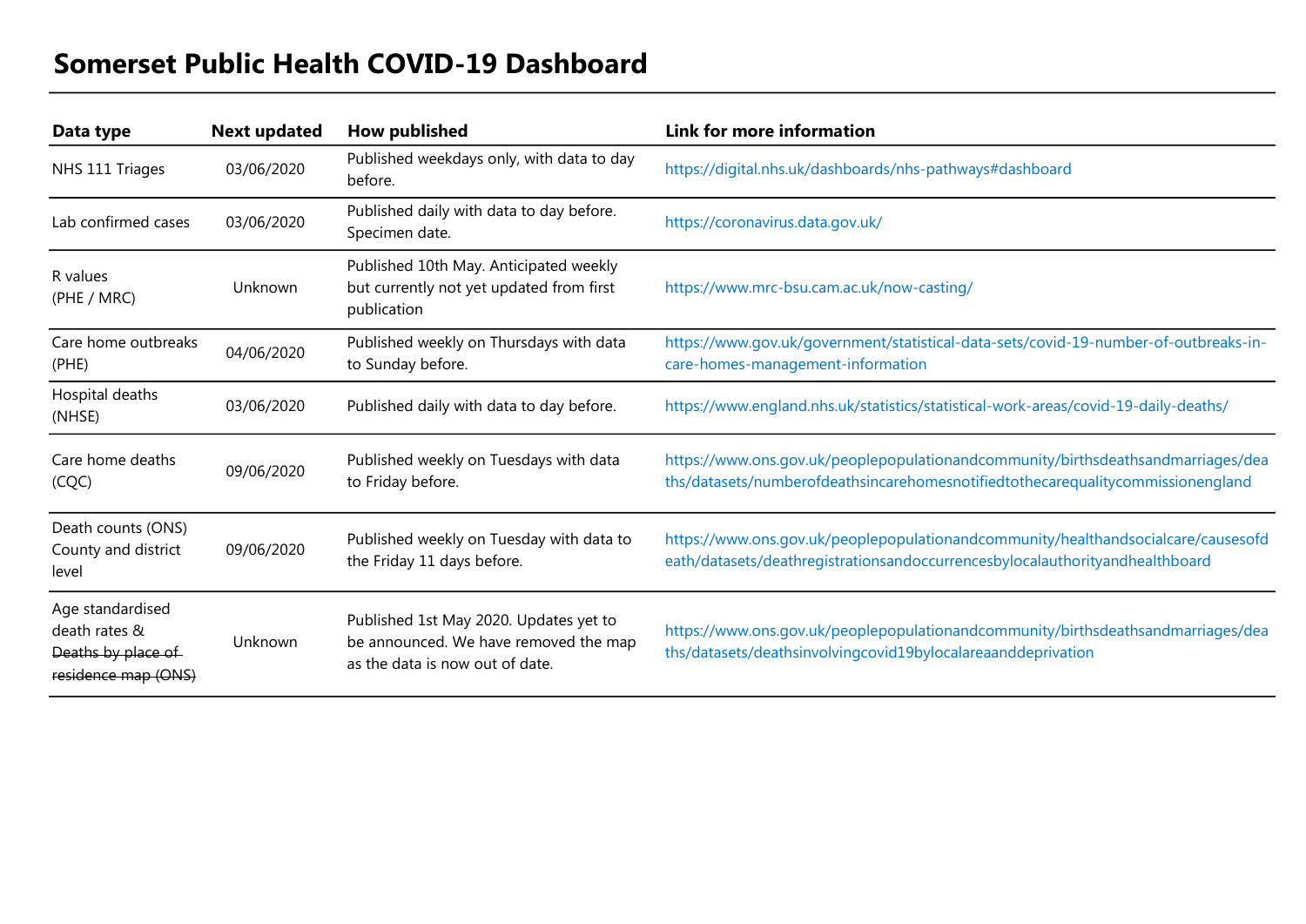# Somerset Public Health COVID-19 Dashboard

| Data type | Next updated | How published | Link for more information |
|---|---|---|---|
| NHS 111 Triages | 03/06/2020 | Published weekdays only, with data to day before. | https://digital.nhs.uk/dashboards/nhs-pathways#dashboard |
| Lab confirmed cases | 03/06/2020 | Published daily with data to day before. Specimen date. | https://coronavirus.data.gov.uk/ |
| R values (PHE / MRC) | Unknown | Published 10th May. Anticipated weekly but currently not yet updated from first publication | https://www.mrc-bsu.cam.ac.uk/now-casting/ |
| Care home outbreaks (PHE) | 04/06/2020 | Published weekly on Thursdays with data to Sunday before. | https://www.gov.uk/government/statistical-data-sets/covid-19-number-of-outbreaks-in-care-homes-management-information |
| Hospital deaths (NHSE) | 03/06/2020 | Published daily with data to day before. | https://www.england.nhs.uk/statistics/statistical-work-areas/covid-19-daily-deaths/ |
| Care home deaths (CQC) | 09/06/2020 | Published weekly on Tuesdays with data to Friday before. | https://www.ons.gov.uk/peoplepopulationandcommunity/birthsdeathsandmarriages/deaths/datasets/numberofdeathsincarehomesnotifiedtothecarequalitycommissionengland |
| Death counts (ONS) County and district level | 09/06/2020 | Published weekly on Tuesday with data to the Friday 11 days before. | https://www.ons.gov.uk/peoplepopulationandcommunity/healthandsocialcare/causesofdeath/datasets/deathregistrationsandoccurrencesbylocalauthorityandhealthboard |
| Age standardised death rates & ~~Deaths by place of residence map (ONS)~~ | Unknown | Published 1st May 2020. Updates yet to be announced. We have removed the map as the data is now out of date. | https://www.ons.gov.uk/peoplepopulationandcommunity/birthsdeathsandmarriages/deaths/datasets/deathsinvolvingcovid19bylocalareaanddeprivation |